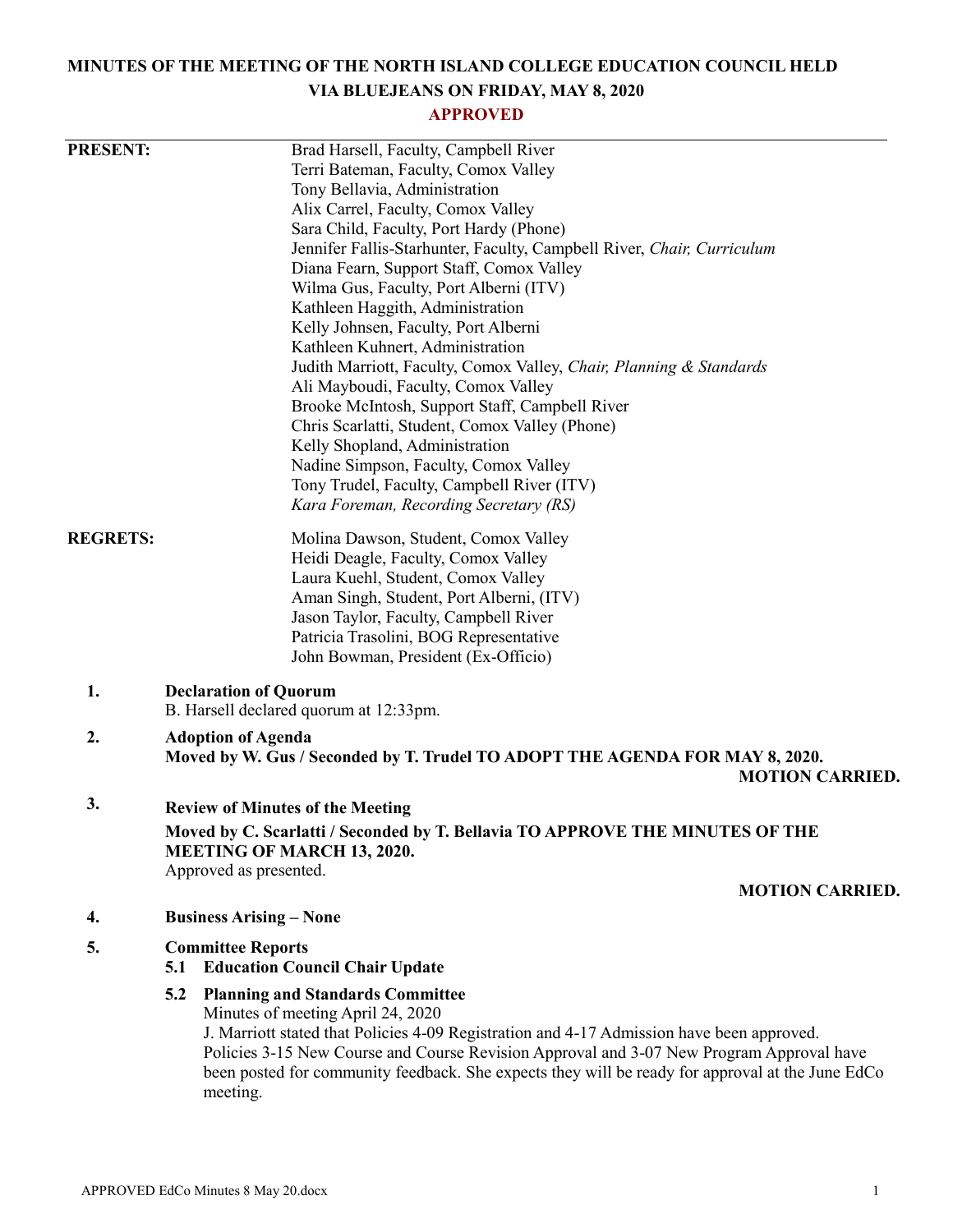# MINUTES OF THE MEETING OF THE NORTH ISLAND COLLEGE EDUCATION COUNCIL HELD VIA BLUEJEANS ON FRIDAY, MAY 8, 2020

**APPROVED**

---

**PRESENT:**

Brad Harsell, Faculty, Campbell River
Terri Bateman, Faculty, Comox Valley
Tony Bellavia, Administration
Alix Carrel, Faculty, Comox Valley
Sara Child, Faculty, Port Hardy (Phone)
Jennifer Fallis-Starhunter, Faculty, Campbell River, *Chair, Curriculum*
Diana Fearn, Support Staff, Comox Valley
Wilma Gus, Faculty, Port Alberni (ITV)
Kathleen Haggith, Administration
Kelly Johnsen, Faculty, Port Alberni
Kathleen Kuhnert, Administration
Judith Marriott, Faculty, Comox Valley, *Chair, Planning & Standards*
Ali Mayboudi, Faculty, Comox Valley
Brooke McIntosh, Support Staff, Campbell River
Chris Scarlatti, Student, Comox Valley (Phone)
Kelly Shopland, Administration
Nadine Simpson, Faculty, Comox Valley
Tony Trudel, Faculty, Campbell River (ITV)
*Kara Foreman, Recording Secretary (RS)*

**REGRETS:**

Molina Dawson, Student, Comox Valley
Heidi Deagle, Faculty, Comox Valley
Laura Kuehl, Student, Comox Valley
Aman Singh, Student, Port Alberni, (ITV)
Jason Taylor, Faculty, Campbell River
Patricia Trasolini, BOG Representative
John Bowman, President (Ex-Officio)

**1. Declaration of Quorum**

B. Harsell declared quorum at 12:33pm.

**2. Adoption of Agenda**

**Moved by W. Gus / Seconded by T. Trudel TO ADOPT THE AGENDA FOR MAY 8, 2020.**

**MOTION CARRIED.**

**3. Review of Minutes of the Meeting**

**Moved by C. Scarlatti / Seconded by T. Bellavia TO APPROVE THE MINUTES OF THE MEETING OF MARCH 13, 2020.**

Approved as presented.

**MOTION CARRIED.**

**4. Business Arising – None**

**5. Committee Reports**

**5.1 Education Council Chair Update**

**5.2 Planning and Standards Committee**

Minutes of meeting April 24, 2020

J. Marriott stated that Policies 4-09 Registration and 4-17 Admission have been approved. Policies 3-15 New Course and Course Revision Approval and 3-07 New Program Approval have been posted for community feedback. She expects they will be ready for approval at the June EdCo meeting.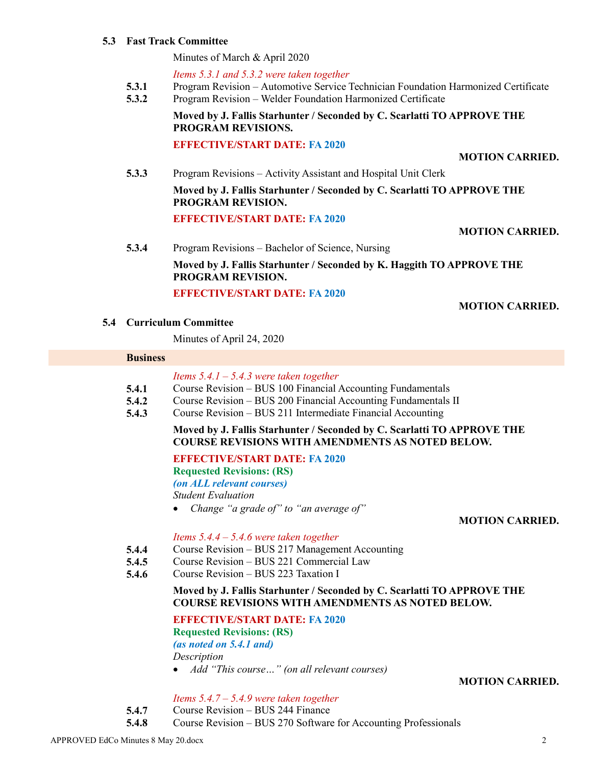### 5.3 Fast Track Committee

Minutes of March & April 2020

*Items 5.3.1 and 5.3.2 were taken together*

**5.3.1** Program Revision – Automotive Service Technician Foundation Harmonized Certificate
**5.3.2** Program Revision – Welder Foundation Harmonized Certificate

**Moved by J. Fallis Starhunter / Seconded by C. Scarlatti TO APPROVE THE PROGRAM REVISIONS.**

**EFFECTIVE/START DATE: FA 2020**

**MOTION CARRIED.**

**5.3.3** Program Revisions – Activity Assistant and Hospital Unit Clerk

**Moved by J. Fallis Starhunter / Seconded by C. Scarlatti TO APPROVE THE PROGRAM REVISION.**

**EFFECTIVE/START DATE: FA 2020**

**MOTION CARRIED.**

**5.3.4** Program Revisions – Bachelor of Science, Nursing

**Moved by J. Fallis Starhunter / Seconded by K. Haggith TO APPROVE THE PROGRAM REVISION.**

**EFFECTIVE/START DATE: FA 2020**

**MOTION CARRIED.**

### 5.4 Curriculum Committee

Minutes of April 24, 2020

**Business**

*Items 5.4.1 – 5.4.3 were taken together*

**5.4.1** Course Revision – BUS 100 Financial Accounting Fundamentals
**5.4.2** Course Revision – BUS 200 Financial Accounting Fundamentals II
**5.4.3** Course Revision – BUS 211 Intermediate Financial Accounting

**Moved by J. Fallis Starhunter / Seconded by C. Scarlatti TO APPROVE THE COURSE REVISIONS WITH AMENDMENTS AS NOTED BELOW.**

**EFFECTIVE/START DATE: FA 2020**
**Requested Revisions: (RS)**
***(on ALL relevant courses)***
*Student Evaluation*

- *Change "a grade of" to "an average of"*

**MOTION CARRIED.**

*Items 5.4.4 – 5.4.6 were taken together*

**5.4.4** Course Revision – BUS 217 Management Accounting
**5.4.5** Course Revision – BUS 221 Commercial Law
**5.4.6** Course Revision – BUS 223 Taxation I

**Moved by J. Fallis Starhunter / Seconded by C. Scarlatti TO APPROVE THE COURSE REVISIONS WITH AMENDMENTS AS NOTED BELOW.**

**EFFECTIVE/START DATE: FA 2020**
**Requested Revisions: (RS)**
***(as noted on 5.4.1 and)***
*Description*

- *Add "This course…" (on all relevant courses)*

**MOTION CARRIED.**

*Items 5.4.7 – 5.4.9 were taken together*

**5.4.7** Course Revision – BUS 244 Finance
**5.4.8** Course Revision – BUS 270 Software for Accounting Professionals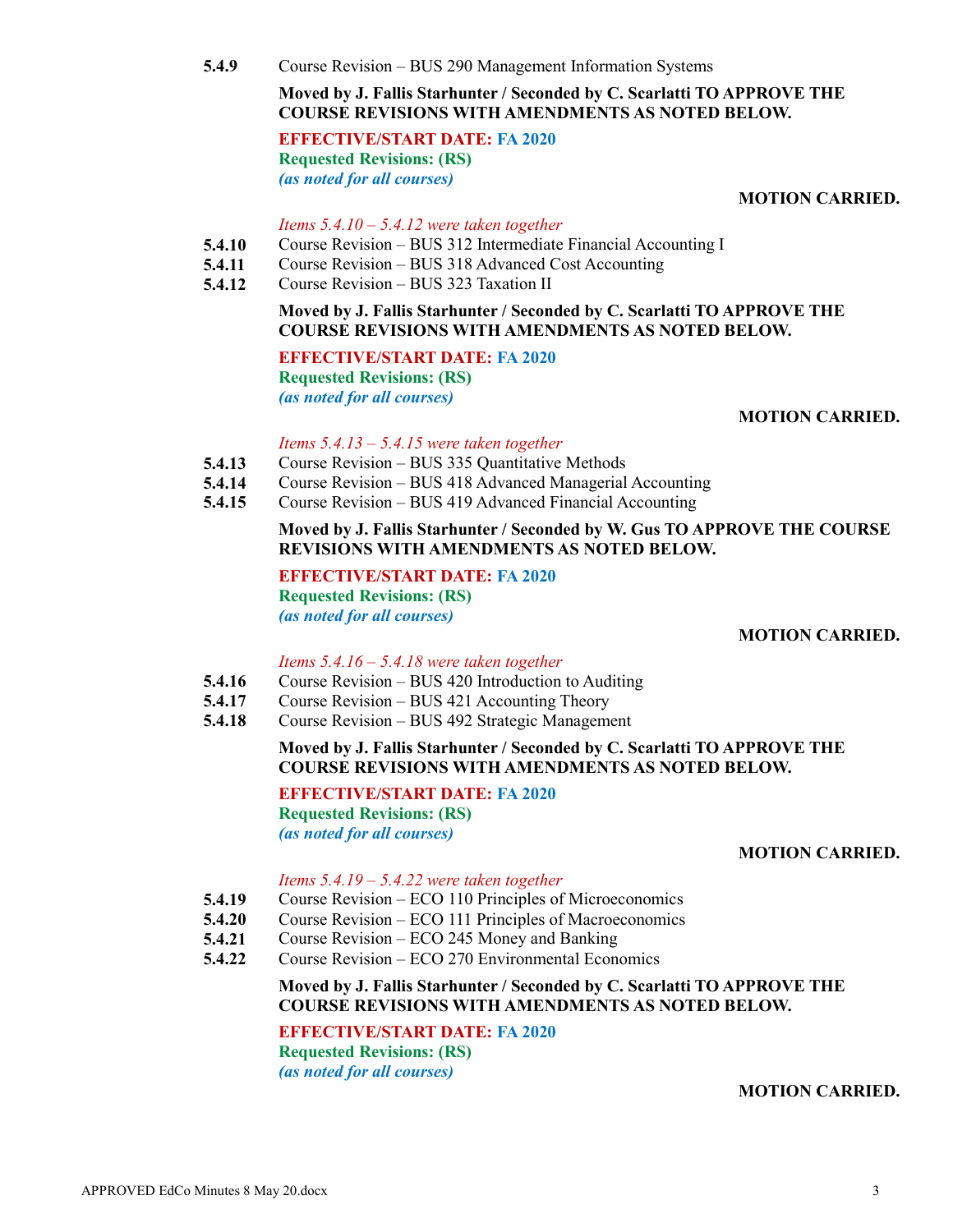**5.4.9** Course Revision – BUS 290 Management Information Systems

**Moved by J. Fallis Starhunter / Seconded by C. Scarlatti TO APPROVE THE COURSE REVISIONS WITH AMENDMENTS AS NOTED BELOW.**

**EFFECTIVE/START DATE: FA 2020**
**Requested Revisions: (RS)**
***(as noted for all courses)***

**MOTION CARRIED.**

*Items 5.4.10 – 5.4.12 were taken together*

**5.4.10** Course Revision – BUS 312 Intermediate Financial Accounting I
**5.4.11** Course Revision – BUS 318 Advanced Cost Accounting
**5.4.12** Course Revision – BUS 323 Taxation II

**Moved by J. Fallis Starhunter / Seconded by C. Scarlatti TO APPROVE THE COURSE REVISIONS WITH AMENDMENTS AS NOTED BELOW.**

**EFFECTIVE/START DATE: FA 2020**
**Requested Revisions: (RS)**
***(as noted for all courses)***

**MOTION CARRIED.**

*Items 5.4.13 – 5.4.15 were taken together*

**5.4.13** Course Revision – BUS 335 Quantitative Methods
**5.4.14** Course Revision – BUS 418 Advanced Managerial Accounting
**5.4.15** Course Revision – BUS 419 Advanced Financial Accounting

**Moved by J. Fallis Starhunter / Seconded by W. Gus TO APPROVE THE COURSE REVISIONS WITH AMENDMENTS AS NOTED BELOW.**

**EFFECTIVE/START DATE: FA 2020**
**Requested Revisions: (RS)**
***(as noted for all courses)***

**MOTION CARRIED.**

*Items 5.4.16 – 5.4.18 were taken together*

**5.4.16** Course Revision – BUS 420 Introduction to Auditing
**5.4.17** Course Revision – BUS 421 Accounting Theory
**5.4.18** Course Revision – BUS 492 Strategic Management

**Moved by J. Fallis Starhunter / Seconded by C. Scarlatti TO APPROVE THE COURSE REVISIONS WITH AMENDMENTS AS NOTED BELOW.**

**EFFECTIVE/START DATE: FA 2020**
**Requested Revisions: (RS)**
***(as noted for all courses)***

**MOTION CARRIED.**

*Items 5.4.19 – 5.4.22 were taken together*

**5.4.19** Course Revision – ECO 110 Principles of Microeconomics
**5.4.20** Course Revision – ECO 111 Principles of Macroeconomics
**5.4.21** Course Revision – ECO 245 Money and Banking
**5.4.22** Course Revision – ECO 270 Environmental Economics

**Moved by J. Fallis Starhunter / Seconded by C. Scarlatti TO APPROVE THE COURSE REVISIONS WITH AMENDMENTS AS NOTED BELOW.**

**EFFECTIVE/START DATE: FA 2020**
**Requested Revisions: (RS)**
***(as noted for all courses)***

**MOTION CARRIED.**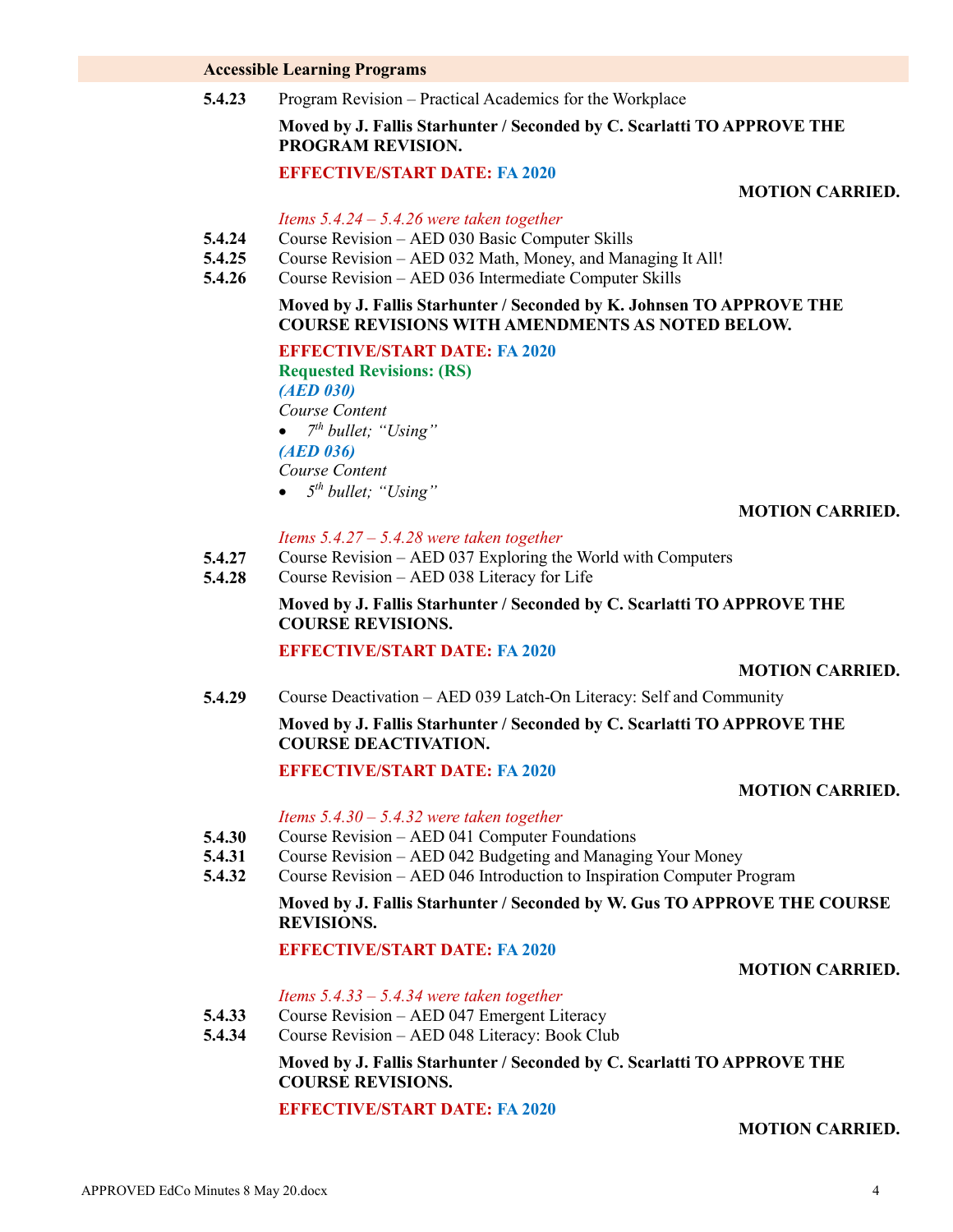### Accessible Learning Programs

**5.4.23** Program Revision – Practical Academics for the Workplace

**Moved by J. Fallis Starhunter / Seconded by C. Scarlatti TO APPROVE THE PROGRAM REVISION.**

**EFFECTIVE/START DATE: FA 2020**

**MOTION CARRIED.**

*Items 5.4.24 – 5.4.26 were taken together*

**5.4.24** Course Revision – AED 030 Basic Computer Skills
**5.4.25** Course Revision – AED 032 Math, Money, and Managing It All!
**5.4.26** Course Revision – AED 036 Intermediate Computer Skills

**Moved by J. Fallis Starhunter / Seconded by K. Johnsen TO APPROVE THE COURSE REVISIONS WITH AMENDMENTS AS NOTED BELOW.**

**EFFECTIVE/START DATE: FA 2020**

**Requested Revisions: (RS)**

***(AED 030)***

*Course Content*

- *7th bullet; "Using"*

***(AED 036)***

*Course Content*

- *5th bullet; "Using"*

**MOTION CARRIED.**

*Items 5.4.27 – 5.4.28 were taken together*

**5.4.27** Course Revision – AED 037 Exploring the World with Computers
**5.4.28** Course Revision – AED 038 Literacy for Life

**Moved by J. Fallis Starhunter / Seconded by C. Scarlatti TO APPROVE THE COURSE REVISIONS.**

**EFFECTIVE/START DATE: FA 2020**

**MOTION CARRIED.**

**5.4.29** Course Deactivation – AED 039 Latch-On Literacy: Self and Community

**Moved by J. Fallis Starhunter / Seconded by C. Scarlatti TO APPROVE THE COURSE DEACTIVATION.**

**EFFECTIVE/START DATE: FA 2020**

**MOTION CARRIED.**

*Items 5.4.30 – 5.4.32 were taken together*

**5.4.30** Course Revision – AED 041 Computer Foundations
**5.4.31** Course Revision – AED 042 Budgeting and Managing Your Money
**5.4.32** Course Revision – AED 046 Introduction to Inspiration Computer Program

**Moved by J. Fallis Starhunter / Seconded by W. Gus TO APPROVE THE COURSE REVISIONS.**

**EFFECTIVE/START DATE: FA 2020**

**MOTION CARRIED.**

*Items 5.4.33 – 5.4.34 were taken together*

**5.4.33** Course Revision – AED 047 Emergent Literacy
**5.4.34** Course Revision – AED 048 Literacy: Book Club

**Moved by J. Fallis Starhunter / Seconded by C. Scarlatti TO APPROVE THE COURSE REVISIONS.**

**EFFECTIVE/START DATE: FA 2020**

**MOTION CARRIED.**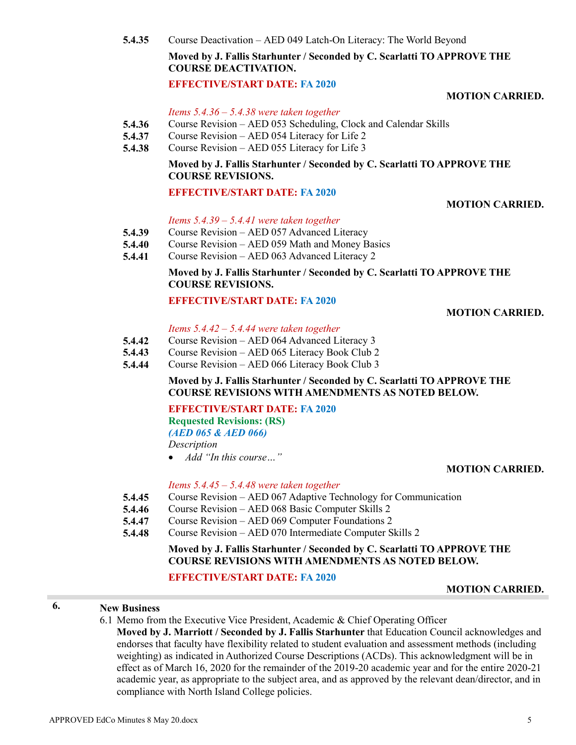**5.4.35** Course Deactivation – AED 049 Latch-On Literacy: The World Beyond

**Moved by J. Fallis Starhunter / Seconded by C. Scarlatti TO APPROVE THE COURSE DEACTIVATION.**

**EFFECTIVE/START DATE: FA 2020**

**MOTION CARRIED.**

*Items 5.4.36 – 5.4.38 were taken together*

**5.4.36** Course Revision – AED 053 Scheduling, Clock and Calendar Skills
**5.4.37** Course Revision – AED 054 Literacy for Life 2
**5.4.38** Course Revision – AED 055 Literacy for Life 3

**Moved by J. Fallis Starhunter / Seconded by C. Scarlatti TO APPROVE THE COURSE REVISIONS.**

**EFFECTIVE/START DATE: FA 2020**

**MOTION CARRIED.**

*Items 5.4.39 – 5.4.41 were taken together*

**5.4.39** Course Revision – AED 057 Advanced Literacy
**5.4.40** Course Revision – AED 059 Math and Money Basics
**5.4.41** Course Revision – AED 063 Advanced Literacy 2

**Moved by J. Fallis Starhunter / Seconded by C. Scarlatti TO APPROVE THE COURSE REVISIONS.**

**EFFECTIVE/START DATE: FA 2020**

**MOTION CARRIED.**

*Items 5.4.42 – 5.4.44 were taken together*

**5.4.42** Course Revision – AED 064 Advanced Literacy 3
**5.4.43** Course Revision – AED 065 Literacy Book Club 2
**5.4.44** Course Revision – AED 066 Literacy Book Club 3

**Moved by J. Fallis Starhunter / Seconded by C. Scarlatti TO APPROVE THE COURSE REVISIONS WITH AMENDMENTS AS NOTED BELOW.**

**EFFECTIVE/START DATE: FA 2020**
**Requested Revisions: (RS)**
***(AED 065 & AED 066)***
*Description*

- *Add "In this course…"*

**MOTION CARRIED.**

*Items 5.4.45 – 5.4.48 were taken together*

**5.4.45** Course Revision – AED 067 Adaptive Technology for Communication
**5.4.46** Course Revision – AED 068 Basic Computer Skills 2
**5.4.47** Course Revision – AED 069 Computer Foundations 2
**5.4.48** Course Revision – AED 070 Intermediate Computer Skills 2

**Moved by J. Fallis Starhunter / Seconded by C. Scarlatti TO APPROVE THE COURSE REVISIONS WITH AMENDMENTS AS NOTED BELOW.**

**EFFECTIVE/START DATE: FA 2020**

**MOTION CARRIED.**

## 6. New Business

6.1 Memo from the Executive Vice President, Academic & Chief Operating Officer
**Moved by J. Marriott / Seconded by J. Fallis Starhunter** that Education Council acknowledges and endorses that faculty have flexibility related to student evaluation and assessment methods (including weighting) as indicated in Authorized Course Descriptions (ACDs). This acknowledgment will be in effect as of March 16, 2020 for the remainder of the 2019-20 academic year and for the entire 2020-21 academic year, as appropriate to the subject area, and as approved by the relevant dean/director, and in compliance with North Island College policies.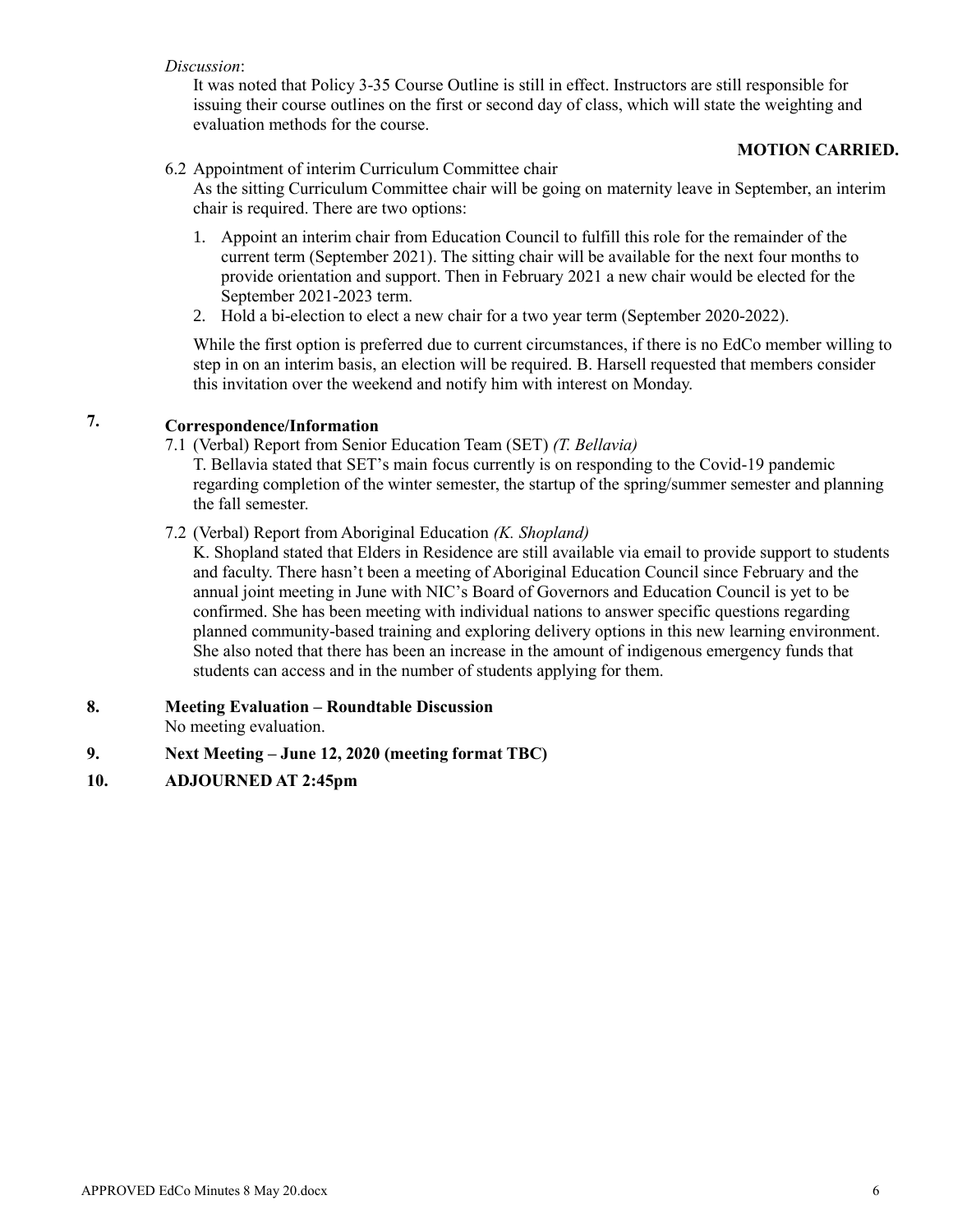*Discussion*:

It was noted that Policy 3-35 Course Outline is still in effect. Instructors are still responsible for issuing their course outlines on the first or second day of class, which will state the weighting and evaluation methods for the course.

**MOTION CARRIED.**

6.2 Appointment of interim Curriculum Committee chair

As the sitting Curriculum Committee chair will be going on maternity leave in September, an interim chair is required. There are two options:

1. Appoint an interim chair from Education Council to fulfill this role for the remainder of the current term (September 2021). The sitting chair will be available for the next four months to provide orientation and support. Then in February 2021 a new chair would be elected for the September 2021-2023 term.
2. Hold a bi-election to elect a new chair for a two year term (September 2020-2022).

While the first option is preferred due to current circumstances, if there is no EdCo member willing to step in on an interim basis, an election will be required. B. Harsell requested that members consider this invitation over the weekend and notify him with interest on Monday.

## 7. Correspondence/Information

7.1 (Verbal) Report from Senior Education Team (SET) *(T. Bellavia)*

T. Bellavia stated that SET's main focus currently is on responding to the Covid-19 pandemic regarding completion of the winter semester, the startup of the spring/summer semester and planning the fall semester.

7.2 (Verbal) Report from Aboriginal Education *(K. Shopland)*

K. Shopland stated that Elders in Residence are still available via email to provide support to students and faculty. There hasn't been a meeting of Aboriginal Education Council since February and the annual joint meeting in June with NIC's Board of Governors and Education Council is yet to be confirmed. She has been meeting with individual nations to answer specific questions regarding planned community-based training and exploring delivery options in this new learning environment. She also noted that there has been an increase in the amount of indigenous emergency funds that students can access and in the number of students applying for them.

## 8. Meeting Evaluation – Roundtable Discussion

No meeting evaluation.

## 9. Next Meeting – June 12, 2020 (meeting format TBC)

## 10. ADJOURNED AT 2:45pm